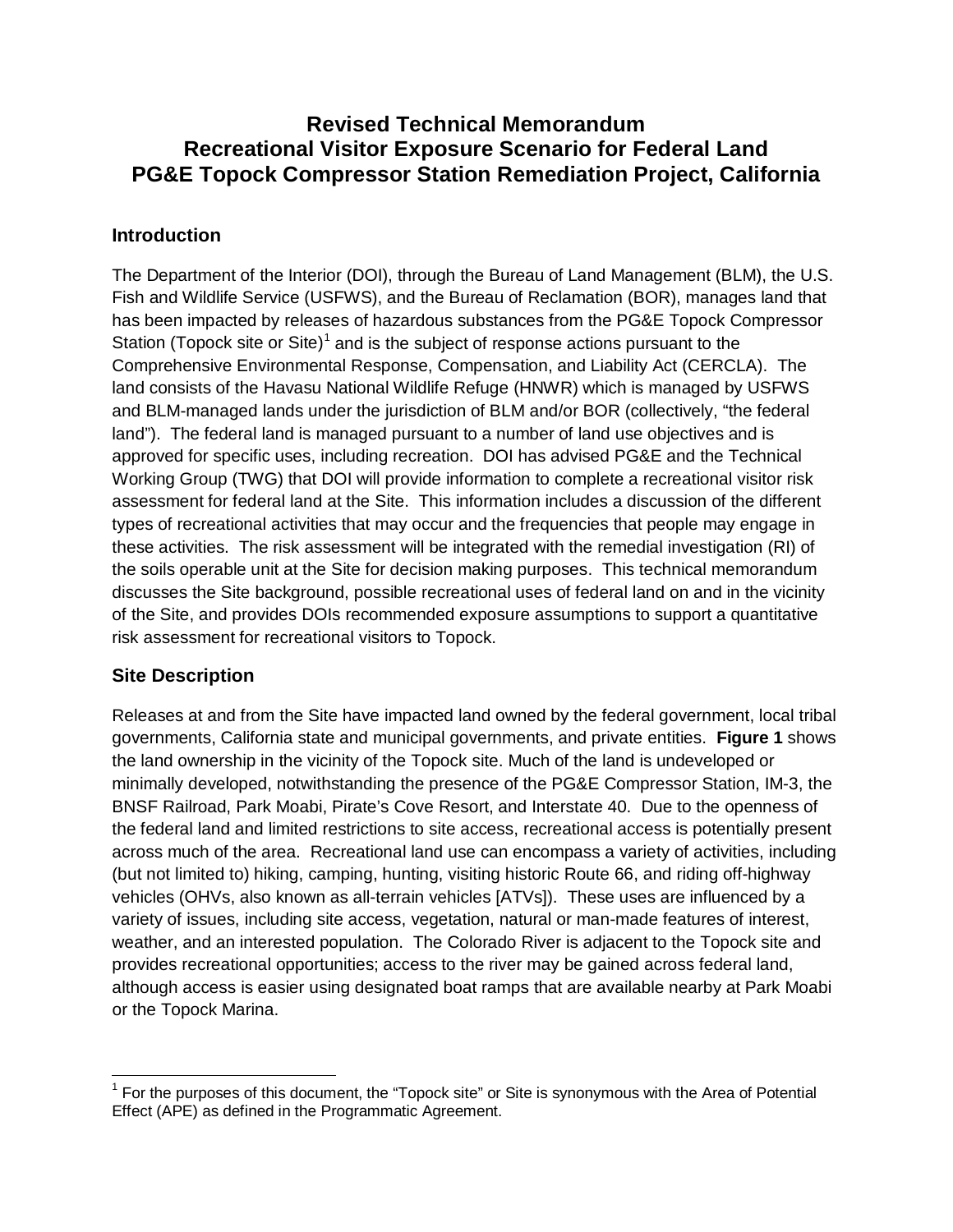# Revised Technical Memorandum
# Recreational Visitor Exposure Scenario for Federal Land
# PG&E Topock Compressor Station Remediation Project, California

## Introduction

The Department of the Interior (DOI), through the Bureau of Land Management (BLM), the U.S. Fish and Wildlife Service (USFWS), and the Bureau of Reclamation (BOR), manages land that has been impacted by releases of hazardous substances from the PG&E Topock Compressor Station (Topock site or Site)[1] and is the subject of response actions pursuant to the Comprehensive Environmental Response, Compensation, and Liability Act (CERCLA). The land consists of the Havasu National Wildlife Refuge (HNWR) which is managed by USFWS and BLM-managed lands under the jurisdiction of BLM and/or BOR (collectively, "the federal land"). The federal land is managed pursuant to a number of land use objectives and is approved for specific uses, including recreation. DOI has advised PG&E and the Technical Working Group (TWG) that DOI will provide information to complete a recreational visitor risk assessment for federal land at the Site. This information includes a discussion of the different types of recreational activities that may occur and the frequencies that people may engage in these activities. The risk assessment will be integrated with the remedial investigation (RI) of the soils operable unit at the Site for decision making purposes. This technical memorandum discusses the Site background, possible recreational uses of federal land on and in the vicinity of the Site, and provides DOIs recommended exposure assumptions to support a quantitative risk assessment for recreational visitors to Topock.

## Site Description

Releases at and from the Site have impacted land owned by the federal government, local tribal governments, California state and municipal governments, and private entities. **Figure 1** shows the land ownership in the vicinity of the Topock site. Much of the land is undeveloped or minimally developed, notwithstanding the presence of the PG&E Compressor Station, IM-3, the BNSF Railroad, Park Moabi, Pirate's Cove Resort, and Interstate 40. Due to the openness of the federal land and limited restrictions to site access, recreational access is potentially present across much of the area. Recreational land use can encompass a variety of activities, including (but not limited to) hiking, camping, hunting, visiting historic Route 66, and riding off-highway vehicles (OHVs, also known as all-terrain vehicles [ATVs]). These uses are influenced by a variety of issues, including site access, vegetation, natural or man-made features of interest, weather, and an interested population. The Colorado River is adjacent to the Topock site and provides recreational opportunities; access to the river may be gained across federal land, although access is easier using designated boat ramps that are available nearby at Park Moabi or the Topock Marina.

---

[1] For the purposes of this document, the "Topock site" or Site is synonymous with the Area of Potential Effect (APE) as defined in the Programmatic Agreement.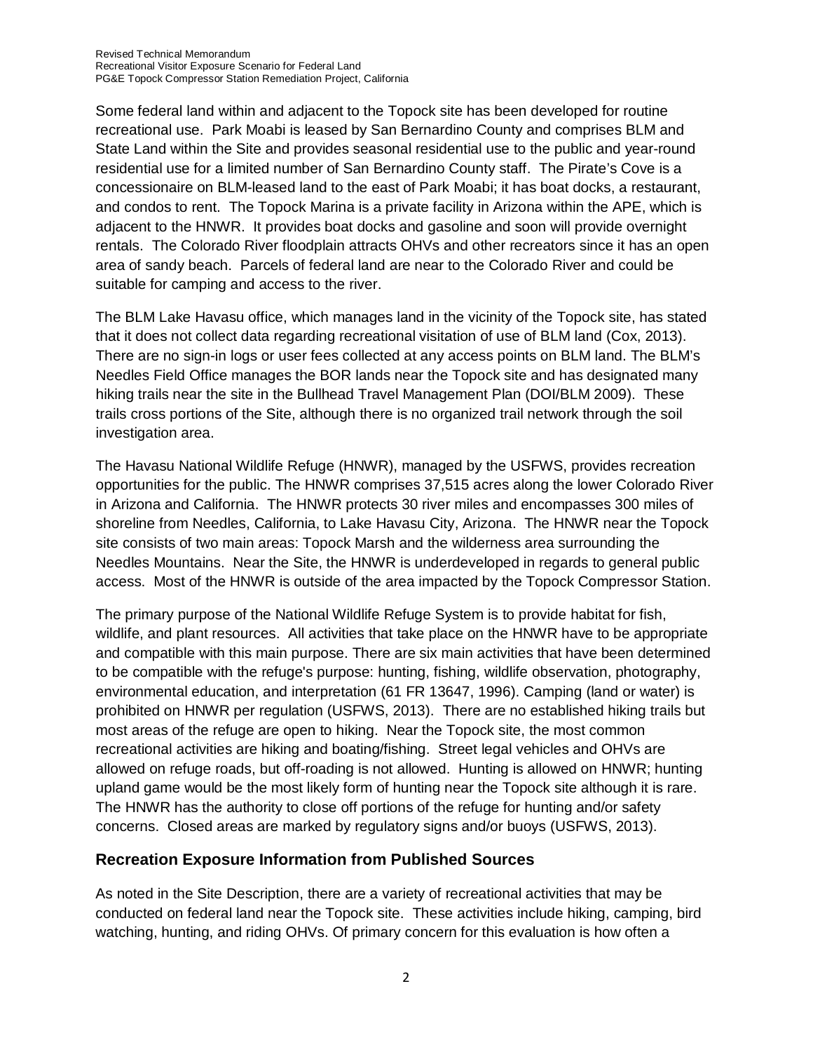Some federal land within and adjacent to the Topock site has been developed for routine recreational use. Park Moabi is leased by San Bernardino County and comprises BLM and State Land within the Site and provides seasonal residential use to the public and year-round residential use for a limited number of San Bernardino County staff. The Pirate's Cove is a concessionaire on BLM-leased land to the east of Park Moabi; it has boat docks, a restaurant, and condos to rent. The Topock Marina is a private facility in Arizona within the APE, which is adjacent to the HNWR. It provides boat docks and gasoline and soon will provide overnight rentals. The Colorado River floodplain attracts OHVs and other recreators since it has an open area of sandy beach. Parcels of federal land are near to the Colorado River and could be suitable for camping and access to the river.

The BLM Lake Havasu office, which manages land in the vicinity of the Topock site, has stated that it does not collect data regarding recreational visitation of use of BLM land (Cox, 2013). There are no sign-in logs or user fees collected at any access points on BLM land. The BLM's Needles Field Office manages the BOR lands near the Topock site and has designated many hiking trails near the site in the Bullhead Travel Management Plan (DOI/BLM 2009). These trails cross portions of the Site, although there is no organized trail network through the soil investigation area.

The Havasu National Wildlife Refuge (HNWR), managed by the USFWS, provides recreation opportunities for the public. The HNWR comprises 37,515 acres along the lower Colorado River in Arizona and California. The HNWR protects 30 river miles and encompasses 300 miles of shoreline from Needles, California, to Lake Havasu City, Arizona. The HNWR near the Topock site consists of two main areas: Topock Marsh and the wilderness area surrounding the Needles Mountains. Near the Site, the HNWR is underdeveloped in regards to general public access. Most of the HNWR is outside of the area impacted by the Topock Compressor Station.

The primary purpose of the National Wildlife Refuge System is to provide habitat for fish, wildlife, and plant resources. All activities that take place on the HNWR have to be appropriate and compatible with this main purpose. There are six main activities that have been determined to be compatible with the refuge's purpose: hunting, fishing, wildlife observation, photography, environmental education, and interpretation (61 FR 13647, 1996). Camping (land or water) is prohibited on HNWR per regulation (USFWS, 2013). There are no established hiking trails but most areas of the refuge are open to hiking. Near the Topock site, the most common recreational activities are hiking and boating/fishing. Street legal vehicles and OHVs are allowed on refuge roads, but off-roading is not allowed. Hunting is allowed on HNWR; hunting upland game would be the most likely form of hunting near the Topock site although it is rare. The HNWR has the authority to close off portions of the refuge for hunting and/or safety concerns. Closed areas are marked by regulatory signs and/or buoys (USFWS, 2013).

## Recreation Exposure Information from Published Sources

As noted in the Site Description, there are a variety of recreational activities that may be conducted on federal land near the Topock site. These activities include hiking, camping, bird watching, hunting, and riding OHVs. Of primary concern for this evaluation is how often a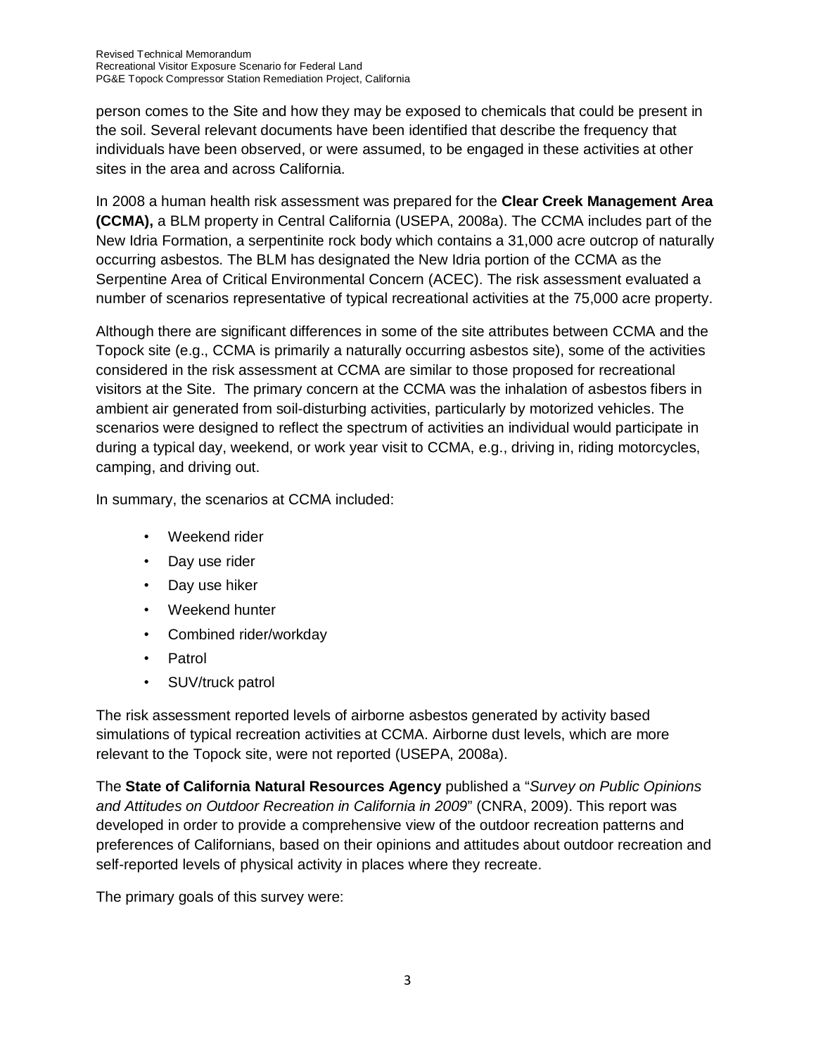person comes to the Site and how they may be exposed to chemicals that could be present in the soil. Several relevant documents have been identified that describe the frequency that individuals have been observed, or were assumed, to be engaged in these activities at other sites in the area and across California.

In 2008 a human health risk assessment was prepared for the **Clear Creek Management Area (CCMA),** a BLM property in Central California (USEPA, 2008a). The CCMA includes part of the New Idria Formation, a serpentinite rock body which contains a 31,000 acre outcrop of naturally occurring asbestos. The BLM has designated the New Idria portion of the CCMA as the Serpentine Area of Critical Environmental Concern (ACEC). The risk assessment evaluated a number of scenarios representative of typical recreational activities at the 75,000 acre property.

Although there are significant differences in some of the site attributes between CCMA and the Topock site (e.g., CCMA is primarily a naturally occurring asbestos site), some of the activities considered in the risk assessment at CCMA are similar to those proposed for recreational visitors at the Site. The primary concern at the CCMA was the inhalation of asbestos fibers in ambient air generated from soil-disturbing activities, particularly by motorized vehicles. The scenarios were designed to reflect the spectrum of activities an individual would participate in during a typical day, weekend, or work year visit to CCMA, e.g., driving in, riding motorcycles, camping, and driving out.

In summary, the scenarios at CCMA included:

- Weekend rider
- Day use rider
- Day use hiker
- Weekend hunter
- Combined rider/workday
- Patrol
- SUV/truck patrol

The risk assessment reported levels of airborne asbestos generated by activity based simulations of typical recreation activities at CCMA. Airborne dust levels, which are more relevant to the Topock site, were not reported (USEPA, 2008a).

The **State of California Natural Resources Agency** published a "*Survey on Public Opinions and Attitudes on Outdoor Recreation in California in 2009*" (CNRA, 2009). This report was developed in order to provide a comprehensive view of the outdoor recreation patterns and preferences of Californians, based on their opinions and attitudes about outdoor recreation and self-reported levels of physical activity in places where they recreate.

The primary goals of this survey were: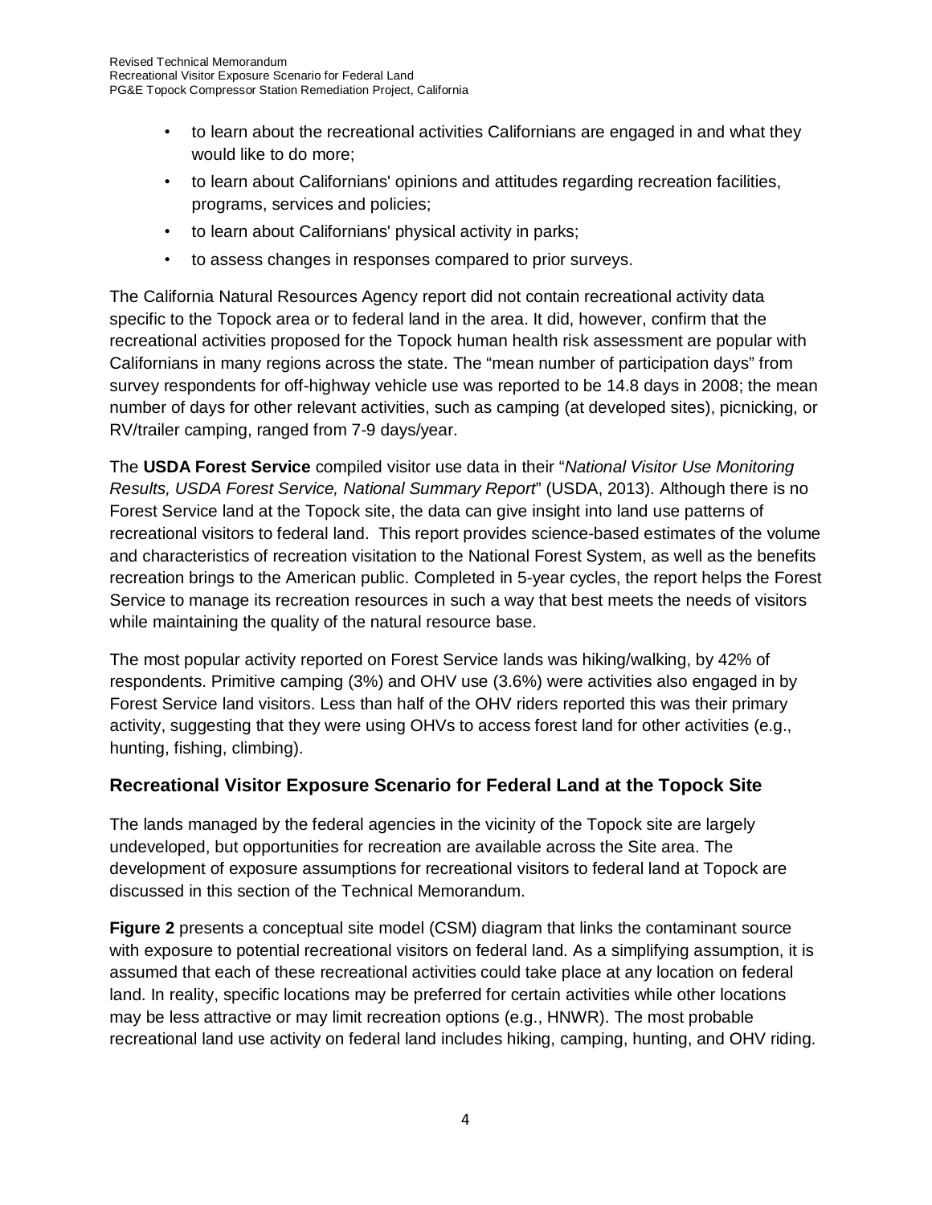- to learn about the recreational activities Californians are engaged in and what they would like to do more;
- to learn about Californians' opinions and attitudes regarding recreation facilities, programs, services and policies;
- to learn about Californians' physical activity in parks;
- to assess changes in responses compared to prior surveys.

The California Natural Resources Agency report did not contain recreational activity data specific to the Topock area or to federal land in the area. It did, however, confirm that the recreational activities proposed for the Topock human health risk assessment are popular with Californians in many regions across the state. The "mean number of participation days" from survey respondents for off-highway vehicle use was reported to be 14.8 days in 2008; the mean number of days for other relevant activities, such as camping (at developed sites), picnicking, or RV/trailer camping, ranged from 7-9 days/year.

The **USDA Forest Service** compiled visitor use data in their "*National Visitor Use Monitoring Results, USDA Forest Service, National Summary Report*" (USDA, 2013). Although there is no Forest Service land at the Topock site, the data can give insight into land use patterns of recreational visitors to federal land. This report provides science-based estimates of the volume and characteristics of recreation visitation to the National Forest System, as well as the benefits recreation brings to the American public. Completed in 5-year cycles, the report helps the Forest Service to manage its recreation resources in such a way that best meets the needs of visitors while maintaining the quality of the natural resource base.

The most popular activity reported on Forest Service lands was hiking/walking, by 42% of respondents. Primitive camping (3%) and OHV use (3.6%) were activities also engaged in by Forest Service land visitors. Less than half of the OHV riders reported this was their primary activity, suggesting that they were using OHVs to access forest land for other activities (e.g., hunting, fishing, climbing).

## Recreational Visitor Exposure Scenario for Federal Land at the Topock Site

The lands managed by the federal agencies in the vicinity of the Topock site are largely undeveloped, but opportunities for recreation are available across the Site area. The development of exposure assumptions for recreational visitors to federal land at Topock are discussed in this section of the Technical Memorandum.

**Figure 2** presents a conceptual site model (CSM) diagram that links the contaminant source with exposure to potential recreational visitors on federal land. As a simplifying assumption, it is assumed that each of these recreational activities could take place at any location on federal land. In reality, specific locations may be preferred for certain activities while other locations may be less attractive or may limit recreation options (e.g., HNWR). The most probable recreational land use activity on federal land includes hiking, camping, hunting, and OHV riding.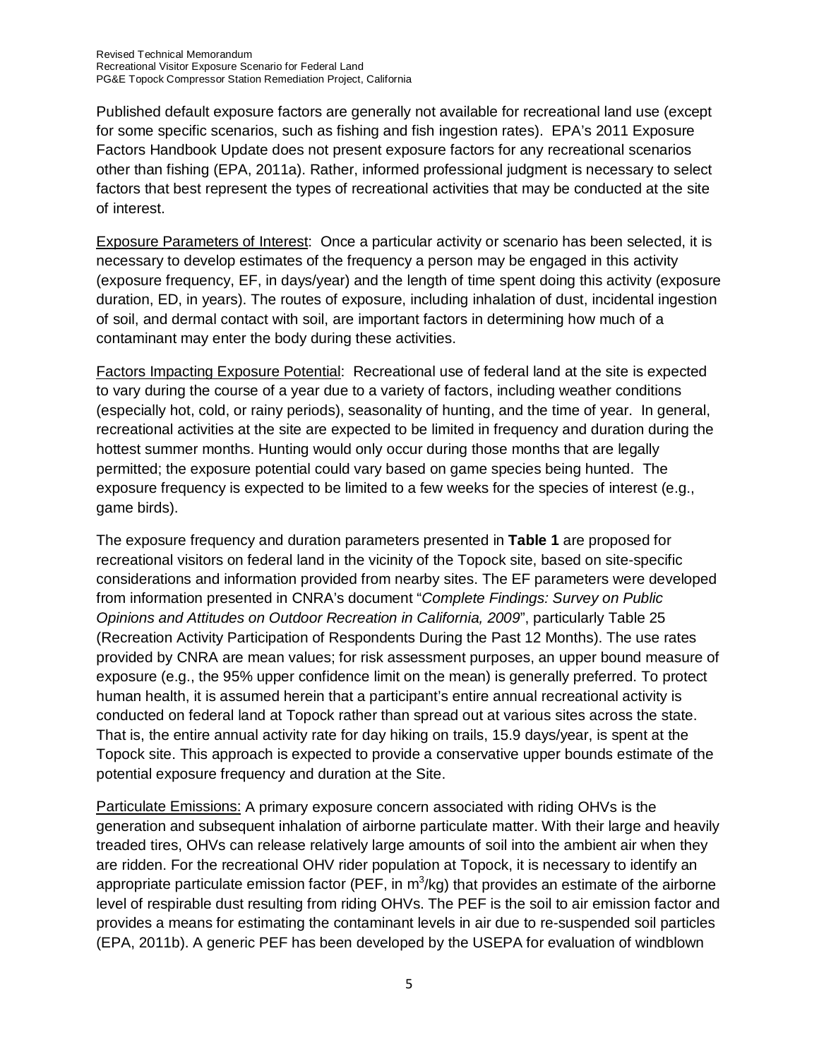Published default exposure factors are generally not available for recreational land use (except for some specific scenarios, such as fishing and fish ingestion rates). EPA's 2011 Exposure Factors Handbook Update does not present exposure factors for any recreational scenarios other than fishing (EPA, 2011a). Rather, informed professional judgment is necessary to select factors that best represent the types of recreational activities that may be conducted at the site of interest.

<u>Exposure Parameters of Interest</u>: Once a particular activity or scenario has been selected, it is necessary to develop estimates of the frequency a person may be engaged in this activity (exposure frequency, EF, in days/year) and the length of time spent doing this activity (exposure duration, ED, in years). The routes of exposure, including inhalation of dust, incidental ingestion of soil, and dermal contact with soil, are important factors in determining how much of a contaminant may enter the body during these activities.

<u>Factors Impacting Exposure Potential</u>: Recreational use of federal land at the site is expected to vary during the course of a year due to a variety of factors, including weather conditions (especially hot, cold, or rainy periods), seasonality of hunting, and the time of year. In general, recreational activities at the site are expected to be limited in frequency and duration during the hottest summer months. Hunting would only occur during those months that are legally permitted; the exposure potential could vary based on game species being hunted. The exposure frequency is expected to be limited to a few weeks for the species of interest (e.g., game birds).

The exposure frequency and duration parameters presented in **Table 1** are proposed for recreational visitors on federal land in the vicinity of the Topock site, based on site-specific considerations and information provided from nearby sites. The EF parameters were developed from information presented in CNRA's document "*Complete Findings: Survey on Public Opinions and Attitudes on Outdoor Recreation in California, 2009*", particularly Table 25 (Recreation Activity Participation of Respondents During the Past 12 Months). The use rates provided by CNRA are mean values; for risk assessment purposes, an upper bound measure of exposure (e.g., the 95% upper confidence limit on the mean) is generally preferred. To protect human health, it is assumed herein that a participant's entire annual recreational activity is conducted on federal land at Topock rather than spread out at various sites across the state. That is, the entire annual activity rate for day hiking on trails, 15.9 days/year, is spent at the Topock site. This approach is expected to provide a conservative upper bounds estimate of the potential exposure frequency and duration at the Site.

<u>Particulate Emissions:</u> A primary exposure concern associated with riding OHVs is the generation and subsequent inhalation of airborne particulate matter. With their large and heavily treaded tires, OHVs can release relatively large amounts of soil into the ambient air when they are ridden. For the recreational OHV rider population at Topock, it is necessary to identify an appropriate particulate emission factor (PEF, in $m^3$/kg) that provides an estimate of the airborne level of respirable dust resulting from riding OHVs. The PEF is the soil to air emission factor and provides a means for estimating the contaminant levels in air due to re-suspended soil particles (EPA, 2011b). A generic PEF has been developed by the USEPA for evaluation of windblown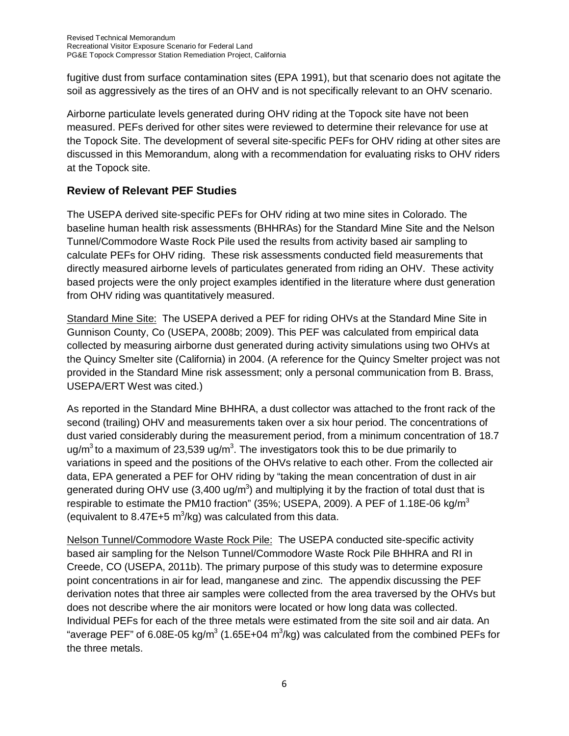fugitive dust from surface contamination sites (EPA 1991), but that scenario does not agitate the soil as aggressively as the tires of an OHV and is not specifically relevant to an OHV scenario.

Airborne particulate levels generated during OHV riding at the Topock site have not been measured. PEFs derived for other sites were reviewed to determine their relevance for use at the Topock Site. The development of several site-specific PEFs for OHV riding at other sites are discussed in this Memorandum, along with a recommendation for evaluating risks to OHV riders at the Topock site.

## Review of Relevant PEF Studies

The USEPA derived site-specific PEFs for OHV riding at two mine sites in Colorado. The baseline human health risk assessments (BHHRAs) for the Standard Mine Site and the Nelson Tunnel/Commodore Waste Rock Pile used the results from activity based air sampling to calculate PEFs for OHV riding. These risk assessments conducted field measurements that directly measured airborne levels of particulates generated from riding an OHV. These activity based projects were the only project examples identified in the literature where dust generation from OHV riding was quantitatively measured.

Standard Mine Site: The USEPA derived a PEF for riding OHVs at the Standard Mine Site in Gunnison County, Co (USEPA, 2008b; 2009). This PEF was calculated from empirical data collected by measuring airborne dust generated during activity simulations using two OHVs at the Quincy Smelter site (California) in 2004. (A reference for the Quincy Smelter project was not provided in the Standard Mine risk assessment; only a personal communication from B. Brass, USEPA/ERT West was cited.)

As reported in the Standard Mine BHHRA, a dust collector was attached to the front rack of the second (trailing) OHV and measurements taken over a six hour period. The concentrations of dust varied considerably during the measurement period, from a minimum concentration of 18.7 $ug/m^3$ to a maximum of 23,539 $ug/m^3$. The investigators took this to be due primarily to variations in speed and the positions of the OHVs relative to each other. From the collected air data, EPA generated a PEF for OHV riding by "taking the mean concentration of dust in air generated during OHV use (3,400 $ug/m^3$) and multiplying it by the fraction of total dust that is respirable to estimate the PM10 fraction" (35%; USEPA, 2009). A PEF of 1.18E-06 $kg/m^3$ (equivalent to 8.47E+5 $m^3/kg$) was calculated from this data.

Nelson Tunnel/Commodore Waste Rock Pile: The USEPA conducted site-specific activity based air sampling for the Nelson Tunnel/Commodore Waste Rock Pile BHHRA and RI in Creede, CO (USEPA, 2011b). The primary purpose of this study was to determine exposure point concentrations in air for lead, manganese and zinc. The appendix discussing the PEF derivation notes that three air samples were collected from the area traversed by the OHVs but does not describe where the air monitors were located or how long data was collected. Individual PEFs for each of the three metals were estimated from the site soil and air data. An "average PEF" of 6.08E-05 $kg/m^3$ (1.65E+04 $m^3/kg$) was calculated from the combined PEFs for the three metals.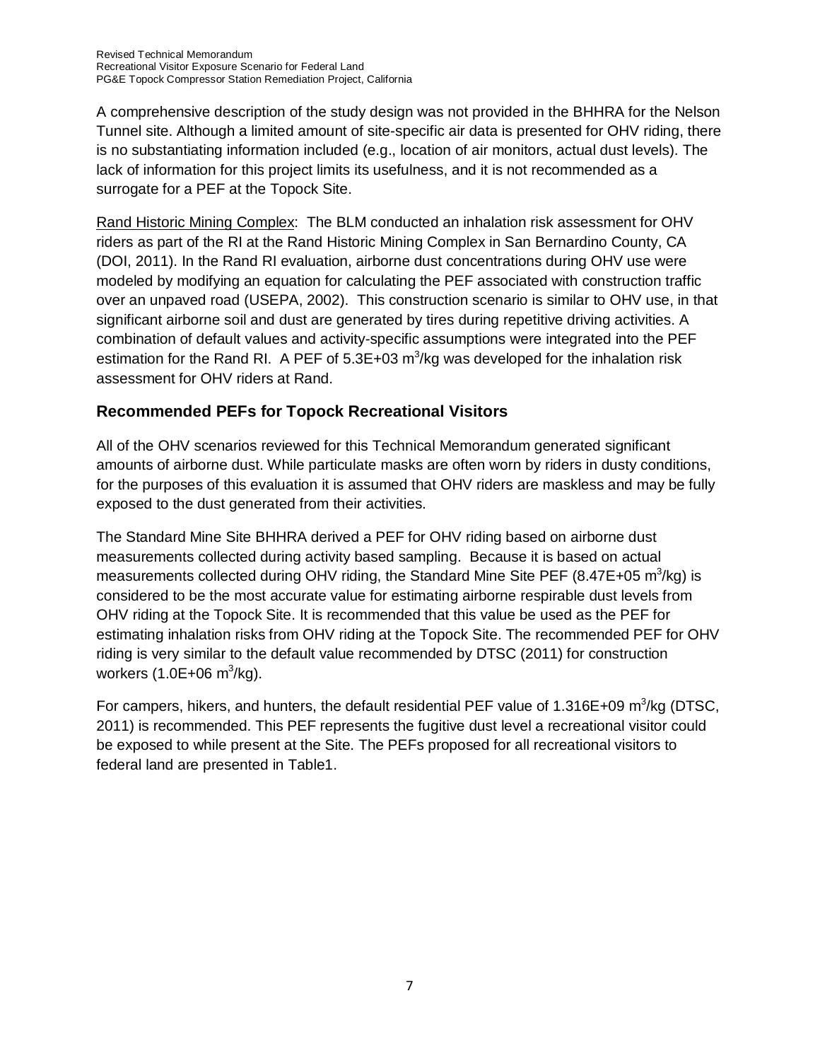A comprehensive description of the study design was not provided in the BHHRA for the Nelson Tunnel site. Although a limited amount of site-specific air data is presented for OHV riding, there is no substantiating information included (e.g., location of air monitors, actual dust levels). The lack of information for this project limits its usefulness, and it is not recommended as a surrogate for a PEF at the Topock Site.

Rand Historic Mining Complex: The BLM conducted an inhalation risk assessment for OHV riders as part of the RI at the Rand Historic Mining Complex in San Bernardino County, CA (DOI, 2011). In the Rand RI evaluation, airborne dust concentrations during OHV use were modeled by modifying an equation for calculating the PEF associated with construction traffic over an unpaved road (USEPA, 2002). This construction scenario is similar to OHV use, in that significant airborne soil and dust are generated by tires during repetitive driving activities. A combination of default values and activity-specific assumptions were integrated into the PEF estimation for the Rand RI. A PEF of 5.3E+03 $m^3$/kg was developed for the inhalation risk assessment for OHV riders at Rand.

## Recommended PEFs for Topock Recreational Visitors

All of the OHV scenarios reviewed for this Technical Memorandum generated significant amounts of airborne dust. While particulate masks are often worn by riders in dusty conditions, for the purposes of this evaluation it is assumed that OHV riders are maskless and may be fully exposed to the dust generated from their activities.

The Standard Mine Site BHHRA derived a PEF for OHV riding based on airborne dust measurements collected during activity based sampling. Because it is based on actual measurements collected during OHV riding, the Standard Mine Site PEF (8.47E+05 $m^3$/kg) is considered to be the most accurate value for estimating airborne respirable dust levels from OHV riding at the Topock Site. It is recommended that this value be used as the PEF for estimating inhalation risks from OHV riding at the Topock Site. The recommended PEF for OHV riding is very similar to the default value recommended by DTSC (2011) for construction workers (1.0E+06 $m^3$/kg).

For campers, hikers, and hunters, the default residential PEF value of 1.316E+09 $m^3$/kg (DTSC, 2011) is recommended. This PEF represents the fugitive dust level a recreational visitor could be exposed to while present at the Site. The PEFs proposed for all recreational visitors to federal land are presented in Table1.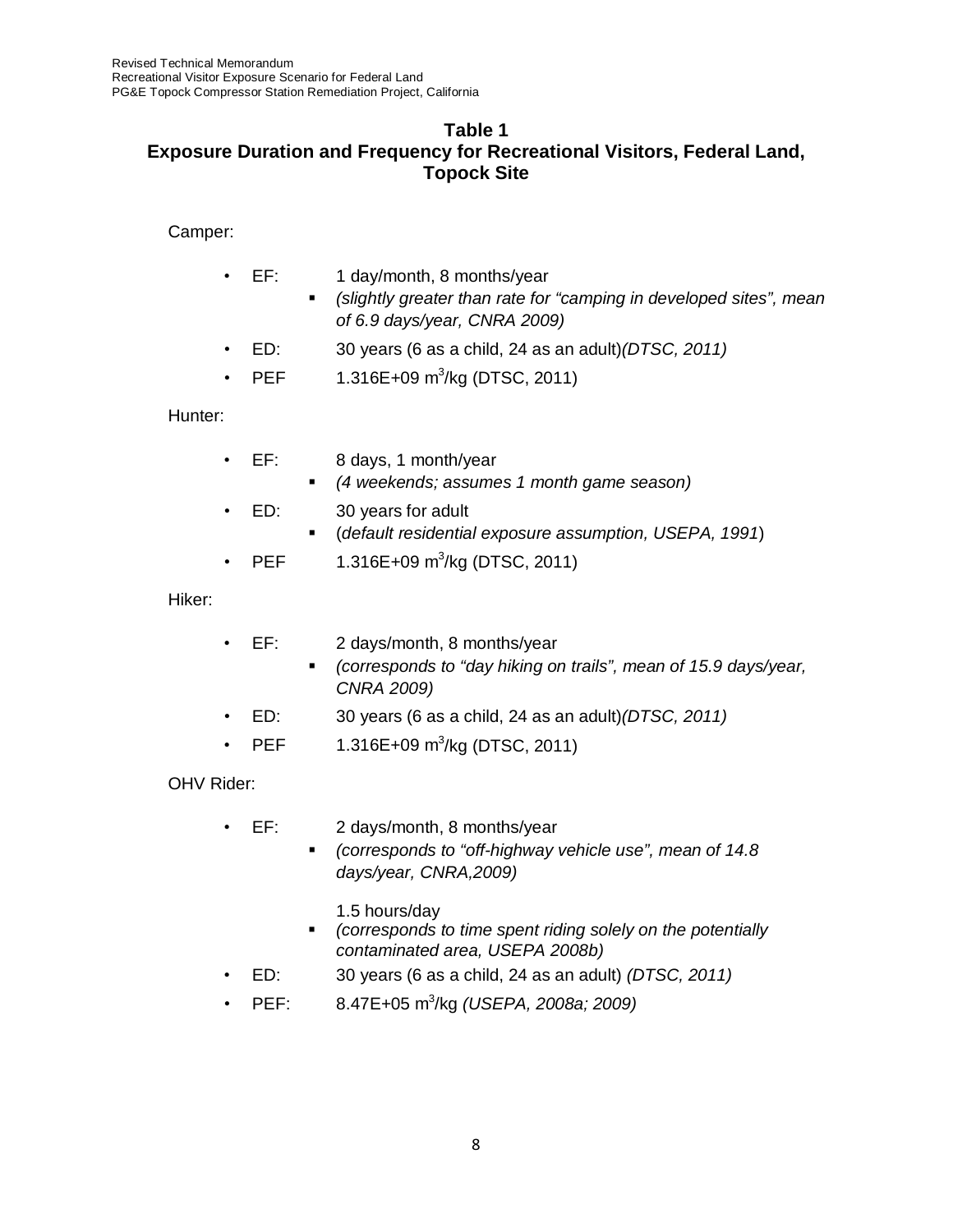## Table 1
## Exposure Duration and Frequency for Recreational Visitors, Federal Land, Topock Site

Camper:

- EF: 1 day/month, 8 months/year
  - *(slightly greater than rate for "camping in developed sites", mean of 6.9 days/year, CNRA 2009)*
- ED: 30 years (6 as a child, 24 as an adult)*(DTSC, 2011)*
- PEF 1.316E+09 $m^3$/kg (DTSC, 2011)

Hunter:

- EF: 8 days, 1 month/year
  - *(4 weekends; assumes 1 month game season)*
- ED: 30 years for adult
  - (*default residential exposure assumption, USEPA, 1991*)
- PEF 1.316E+09 $m^3$/kg (DTSC, 2011)

Hiker:

- EF: 2 days/month, 8 months/year
  - *(corresponds to "day hiking on trails", mean of 15.9 days/year, CNRA 2009)*
- ED: 30 years (6 as a child, 24 as an adult)*(DTSC, 2011)*
- PEF 1.316E+09 $m^3$/kg (DTSC, 2011)

OHV Rider:

- EF: 2 days/month, 8 months/year
  - *(corresponds to "off-highway vehicle use", mean of 14.8 days/year, CNRA,2009)*

  1.5 hours/day
  - *(corresponds to time spent riding solely on the potentially contaminated area, USEPA 2008b)*
- ED: 30 years (6 as a child, 24 as an adult) *(DTSC, 2011)*
- PEF: 8.47E+05 $m^3$/kg *(USEPA, 2008a; 2009)*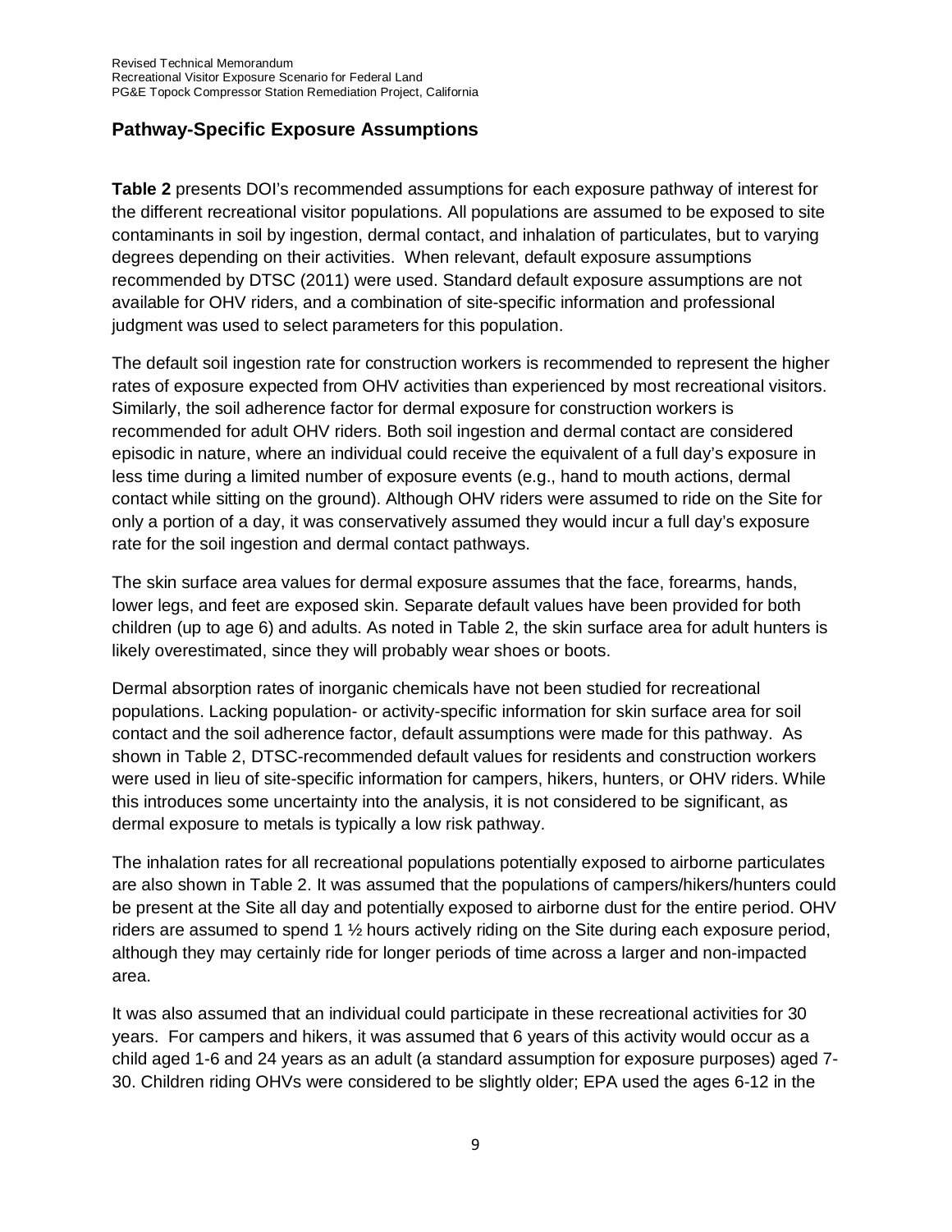## Pathway-Specific Exposure Assumptions

**Table 2** presents DOI's recommended assumptions for each exposure pathway of interest for the different recreational visitor populations. All populations are assumed to be exposed to site contaminants in soil by ingestion, dermal contact, and inhalation of particulates, but to varying degrees depending on their activities. When relevant, default exposure assumptions recommended by DTSC (2011) were used. Standard default exposure assumptions are not available for OHV riders, and a combination of site-specific information and professional judgment was used to select parameters for this population.

The default soil ingestion rate for construction workers is recommended to represent the higher rates of exposure expected from OHV activities than experienced by most recreational visitors. Similarly, the soil adherence factor for dermal exposure for construction workers is recommended for adult OHV riders. Both soil ingestion and dermal contact are considered episodic in nature, where an individual could receive the equivalent of a full day's exposure in less time during a limited number of exposure events (e.g., hand to mouth actions, dermal contact while sitting on the ground). Although OHV riders were assumed to ride on the Site for only a portion of a day, it was conservatively assumed they would incur a full day's exposure rate for the soil ingestion and dermal contact pathways.

The skin surface area values for dermal exposure assumes that the face, forearms, hands, lower legs, and feet are exposed skin. Separate default values have been provided for both children (up to age 6) and adults. As noted in Table 2, the skin surface area for adult hunters is likely overestimated, since they will probably wear shoes or boots.

Dermal absorption rates of inorganic chemicals have not been studied for recreational populations. Lacking population- or activity-specific information for skin surface area for soil contact and the soil adherence factor, default assumptions were made for this pathway. As shown in Table 2, DTSC-recommended default values for residents and construction workers were used in lieu of site-specific information for campers, hikers, hunters, or OHV riders. While this introduces some uncertainty into the analysis, it is not considered to be significant, as dermal exposure to metals is typically a low risk pathway.

The inhalation rates for all recreational populations potentially exposed to airborne particulates are also shown in Table 2. It was assumed that the populations of campers/hikers/hunters could be present at the Site all day and potentially exposed to airborne dust for the entire period. OHV riders are assumed to spend 1 ½ hours actively riding on the Site during each exposure period, although they may certainly ride for longer periods of time across a larger and non-impacted area.

It was also assumed that an individual could participate in these recreational activities for 30 years. For campers and hikers, it was assumed that 6 years of this activity would occur as a child aged 1-6 and 24 years as an adult (a standard assumption for exposure purposes) aged 7-30. Children riding OHVs were considered to be slightly older; EPA used the ages 6-12 in the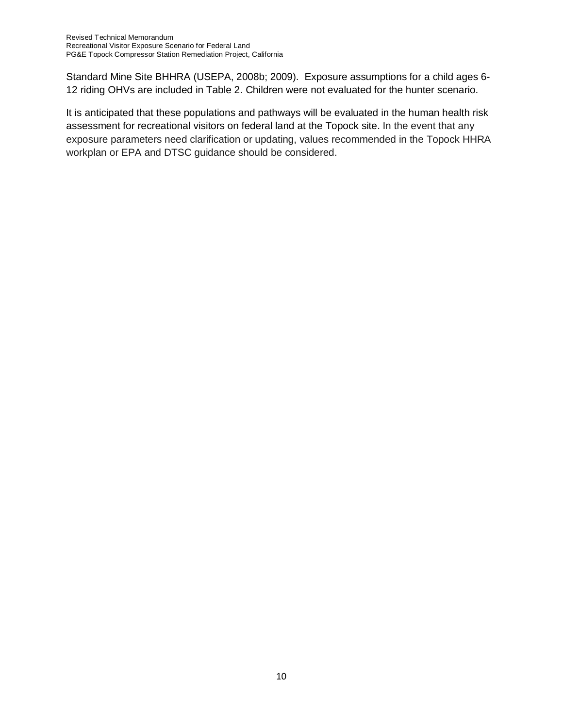Standard Mine Site BHHRA (USEPA, 2008b; 2009). Exposure assumptions for a child ages 6-12 riding OHVs are included in Table 2. Children were not evaluated for the hunter scenario.

It is anticipated that these populations and pathways will be evaluated in the human health risk assessment for recreational visitors on federal land at the Topock site. In the event that any exposure parameters need clarification or updating, values recommended in the Topock HHRA workplan or EPA and DTSC guidance should be considered.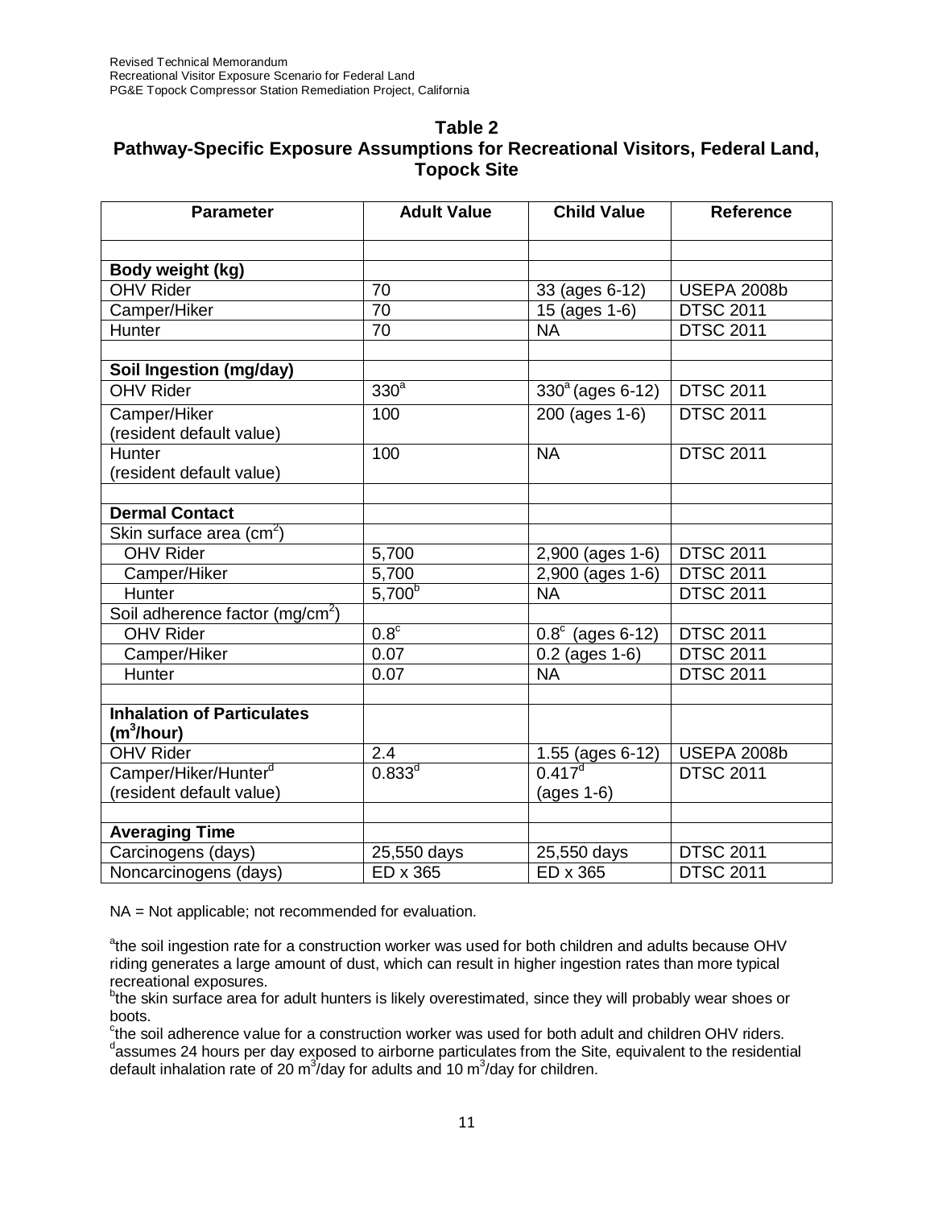## Table 2
## Pathway-Specific Exposure Assumptions for Recreational Visitors, Federal Land, Topock Site

| Parameter | Adult Value | Child Value | Reference |
|---|---|---|---|
| | | | |
| **Body weight (kg)** | | | |
| OHV Rider | 70 | 33 (ages 6-12) | USEPA 2008b |
| Camper/Hiker | 70 | 15 (ages 1-6) | DTSC 2011 |
| Hunter | 70 | NA | DTSC 2011 |
| | | | |
| **Soil Ingestion (mg/day)** | | | |
| OHV Rider | 330[a] | 330[a] (ages 6-12) | DTSC 2011 |
| Camper/Hiker (resident default value) | 100 | 200 (ages 1-6) | DTSC 2011 |
| Hunter (resident default value) | 100 | NA | DTSC 2011 |
| | | | |
| **Dermal Contact** | | | |
| Skin surface area ($cm^2$) | | | |
| OHV Rider | 5,700 | 2,900 (ages 1-6) | DTSC 2011 |
| Camper/Hiker | 5,700 | 2,900 (ages 1-6) | DTSC 2011 |
| Hunter | 5,700[b] | NA | DTSC 2011 |
| Soil adherence factor ($mg/cm^2$) | | | |
| OHV Rider | 0.8[c] | 0.8[c] (ages 6-12) | DTSC 2011 |
| Camper/Hiker | 0.07 | 0.2 (ages 1-6) | DTSC 2011 |
| Hunter | 0.07 | NA | DTSC 2011 |
| | | | |
| **Inhalation of Particulates ($m^3$/hour)** | | | |
| OHV Rider | 2.4 | 1.55 (ages 6-12) | USEPA 2008b |
| Camper/Hiker/Hunter[d] (resident default value) | 0.833[d] | 0.417[d] (ages 1-6) | DTSC 2011 |
| | | | |
| **Averaging Time** | | | |
| Carcinogens (days) | 25,550 days | 25,550 days | DTSC 2011 |
| Noncarcinogens (days) | ED x 365 | ED x 365 | DTSC 2011 |

NA = Not applicable; not recommended for evaluation.

[a]the soil ingestion rate for a construction worker was used for both children and adults because OHV riding generates a large amount of dust, which can result in higher ingestion rates than more typical recreational exposures.
[b]the skin surface area for adult hunters is likely overestimated, since they will probably wear shoes or boots.
[c]the soil adherence value for a construction worker was used for both adult and children OHV riders.
[d]assumes 24 hours per day exposed to airborne particulates from the Site, equivalent to the residential default inhalation rate of 20 $m^3$/day for adults and 10 $m^3$/day for children.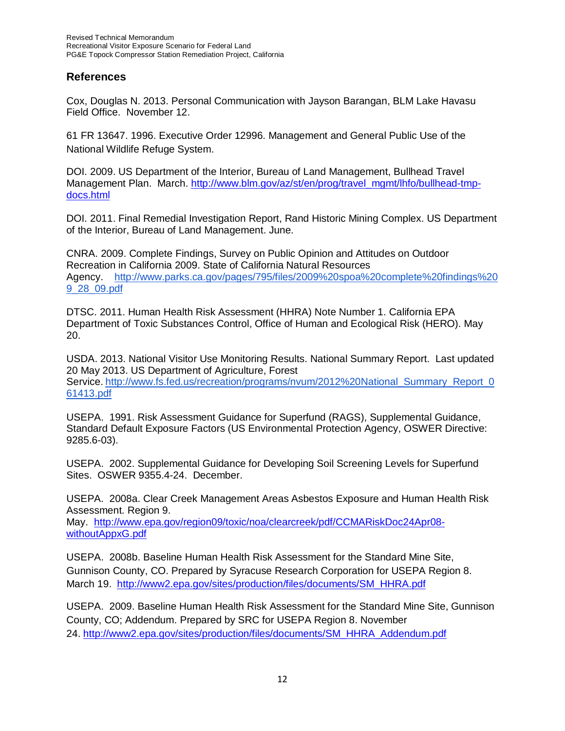## References

Cox, Douglas N. 2013. Personal Communication with Jayson Barangan, BLM Lake Havasu Field Office. November 12.

61 FR 13647. 1996. Executive Order 12996. Management and General Public Use of the National Wildlife Refuge System.

DOI. 2009. US Department of the Interior, Bureau of Land Management, Bullhead Travel Management Plan. March. http://www.blm.gov/az/st/en/prog/travel_mgmt/lhfo/bullhead-tmp-docs.html

DOI. 2011. Final Remedial Investigation Report, Rand Historic Mining Complex. US Department of the Interior, Bureau of Land Management. June.

CNRA. 2009. Complete Findings, Survey on Public Opinion and Attitudes on Outdoor Recreation in California 2009. State of California Natural Resources Agency. http://www.parks.ca.gov/pages/795/files/2009%20spoa%20complete%20findings%209_28_09.pdf

DTSC. 2011. Human Health Risk Assessment (HHRA) Note Number 1. California EPA Department of Toxic Substances Control, Office of Human and Ecological Risk (HERO). May 20.

USDA. 2013. National Visitor Use Monitoring Results. National Summary Report. Last updated 20 May 2013. US Department of Agriculture, Forest Service. http://www.fs.fed.us/recreation/programs/nvum/2012%20National_Summary_Report_061413.pdf

USEPA. 1991. Risk Assessment Guidance for Superfund (RAGS), Supplemental Guidance, Standard Default Exposure Factors (US Environmental Protection Agency, OSWER Directive: 9285.6-03).

USEPA. 2002. Supplemental Guidance for Developing Soil Screening Levels for Superfund Sites. OSWER 9355.4-24. December.

USEPA. 2008a. Clear Creek Management Areas Asbestos Exposure and Human Health Risk Assessment. Region 9. May. http://www.epa.gov/region09/toxic/noa/clearcreek/pdf/CCMARiskDoc24Apr08-withoutAppxG.pdf

USEPA. 2008b. Baseline Human Health Risk Assessment for the Standard Mine Site, Gunnison County, CO. Prepared by Syracuse Research Corporation for USEPA Region 8. March 19. http://www2.epa.gov/sites/production/files/documents/SM_HHRA.pdf

USEPA. 2009. Baseline Human Health Risk Assessment for the Standard Mine Site, Gunnison County, CO; Addendum. Prepared by SRC for USEPA Region 8. November 24. http://www2.epa.gov/sites/production/files/documents/SM_HHRA_Addendum.pdf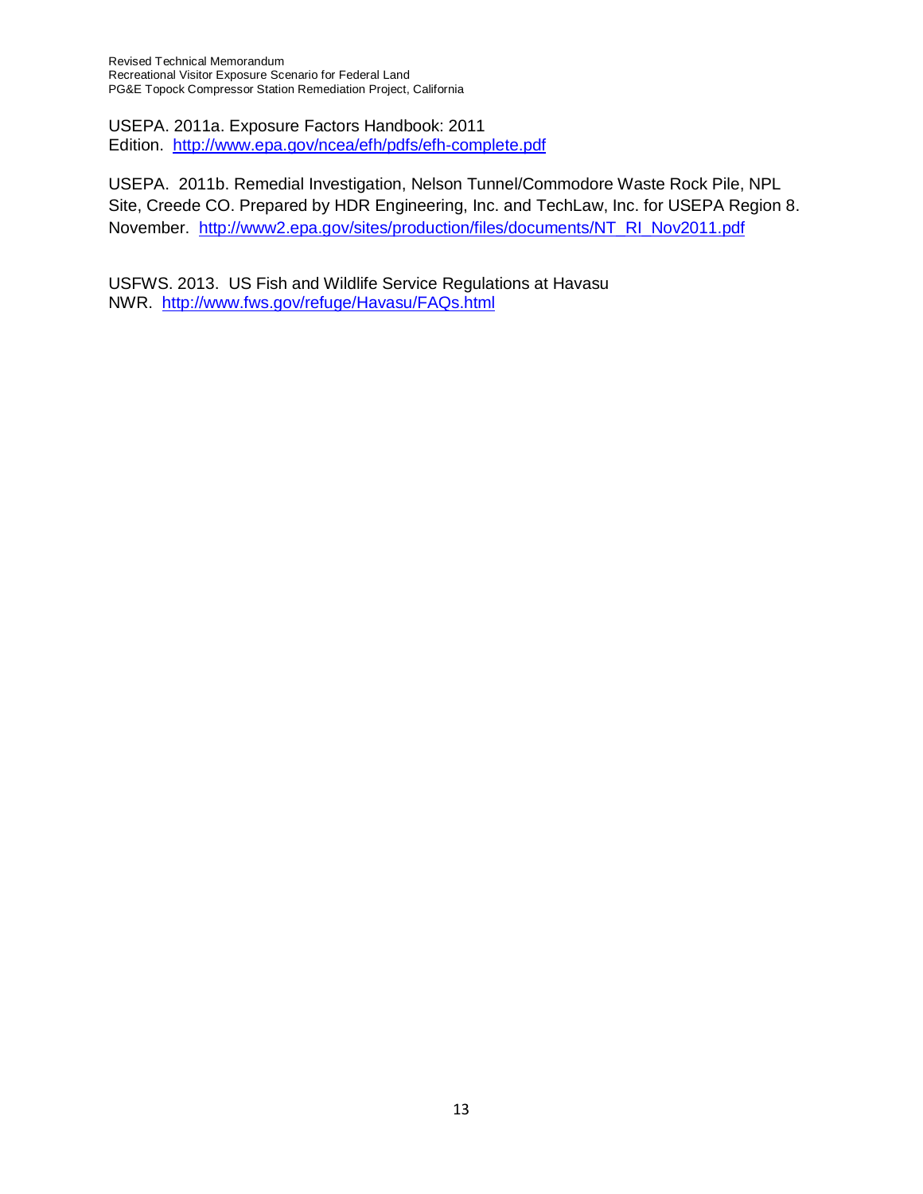USEPA. 2011a. Exposure Factors Handbook: 2011 Edition. http://www.epa.gov/ncea/efh/pdfs/efh-complete.pdf

USEPA. 2011b. Remedial Investigation, Nelson Tunnel/Commodore Waste Rock Pile, NPL Site, Creede CO. Prepared by HDR Engineering, Inc. and TechLaw, Inc. for USEPA Region 8. November. http://www2.epa.gov/sites/production/files/documents/NT_RI_Nov2011.pdf

USFWS. 2013. US Fish and Wildlife Service Regulations at Havasu NWR. http://www.fws.gov/refuge/Havasu/FAQs.html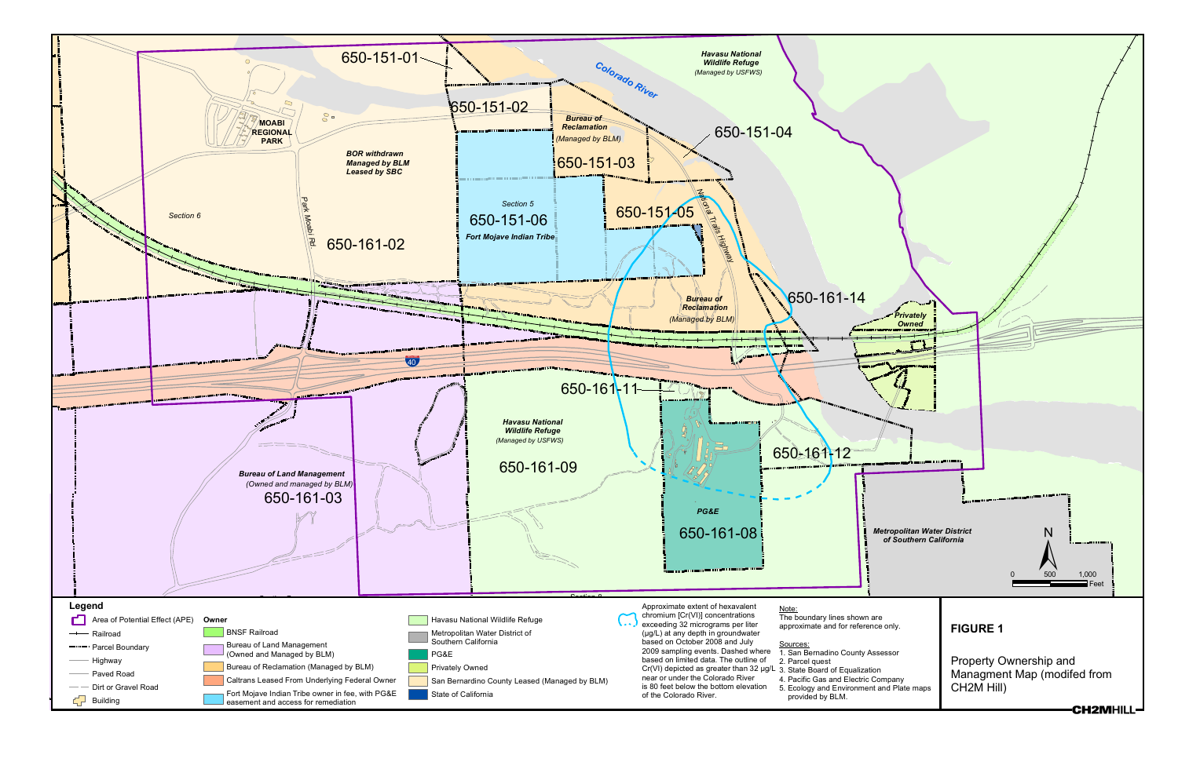650-151-01

650-151-02

650-151-03

650-151-04

650-151-05

650-151-06

650-161-02

650-161-03

650-161-08

650-161-09

650-161-11

650-161-12

650-161-14

Colorado River

***Havasu National Wildlife Refuge***
*(Managed by USFWS)*

**MOABI REGIONAL PARK**

***BOR withdrawn Managed by BLM Leased by SBC***

***Bureau of Reclamation***
*(Managed by BLM)*

*Section 5*

***Fort Mojave Indian Tribe***

*Section 6*

Park Moabi Rd

National Trails Highway

***Bureau of Reclamation***
*(Managed by BLM)*

***Privately Owned***

40

***Havasu National Wildlife Refuge***
*(Managed by USFWS)*

***Bureau of Land Management***
*(Owned and managed by BLM)*

***PG&E***

***Metropolitan Water District of Southern California***

N

0 500 1,000 Feet

## Legend

- Area of Potential Effect (APE)
- Railroad
- Parcel Boundary
- Highway
- Paved Road
- Dirt or Gravel Road
- Building

**Owner**

- BNSF Railroad
- Bureau of Land Management (Owned and Managed by BLM)
- Bureau of Reclamation (Managed by BLM)
- Caltrans Leased From Underlying Federal Owner
- Fort Mojave Indian Tribe owner in fee, with PG&E easement and access for remediation
- Havasu National Wildlife Refuge
- Metropolitan Water District of Southern California
- PG&E
- Privately Owned
- San Bernardino County Leased (Managed by BLM)
- State of California

Approximate extent of hexavalent chromium [Cr(VI)] concentrations exceeding 32 micrograms per liter (µg/L) at any depth in groundwater based on October 2008 and July 2009 sampling events. Dashed where based on limited data. The outline of Cr(VI) depicted as greater than 32 µg/L near or under the Colorado River is 80 feet below the bottom elevation of the Colorado River.

Note:
The boundary lines shown are approximate and for reference only.

Sources:
1. San Bernardino County Assessor
2. Parcel quest
3. State Board of Equalization
4. Pacific Gas and Electric Company
5. Ecology and Environment and Plate maps provided by BLM.

**FIGURE 1**

Property Ownership and Managment Map (modifed from CH2M Hill)

CH2MHILL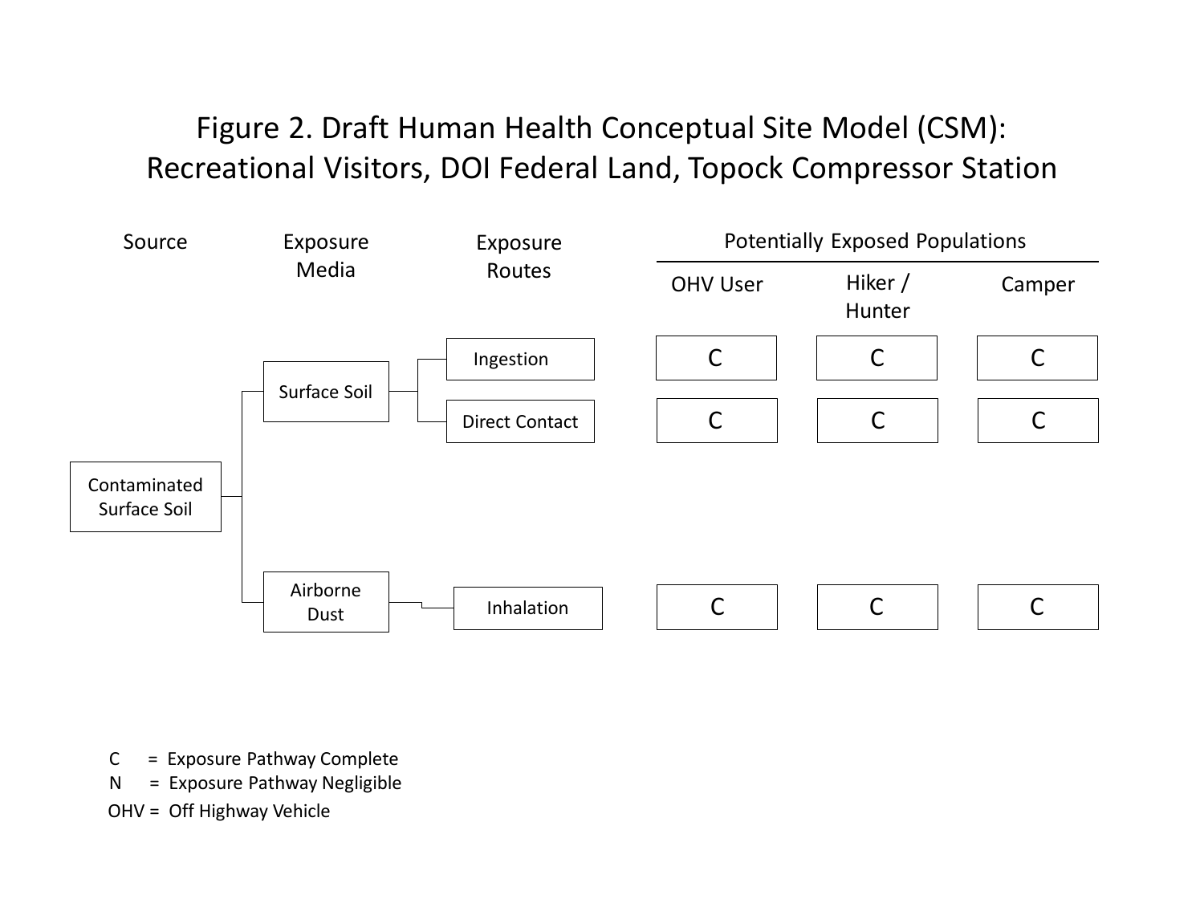# Figure 2. Draft Human Health Conceptual Site Model (CSM): Recreational Visitors, DOI Federal Land, Topock Compressor Station

| Source | Exposure Media | Exposure Routes | OHV User | Hiker / Hunter | Camper |
|---|---|---|---|---|---|
| Contaminated Surface Soil | Surface Soil | Ingestion | C | C | C |
| | | Direct Contact | C | C | C |
| | Airborne Dust | Inhalation | C | C | C |

The OHV User, Hiker / Hunter and Camper columns are grouped under the heading "Potentially Exposed Populations".

C = Exposure Pathway Complete
N = Exposure Pathway Negligible
OHV = Off Highway Vehicle